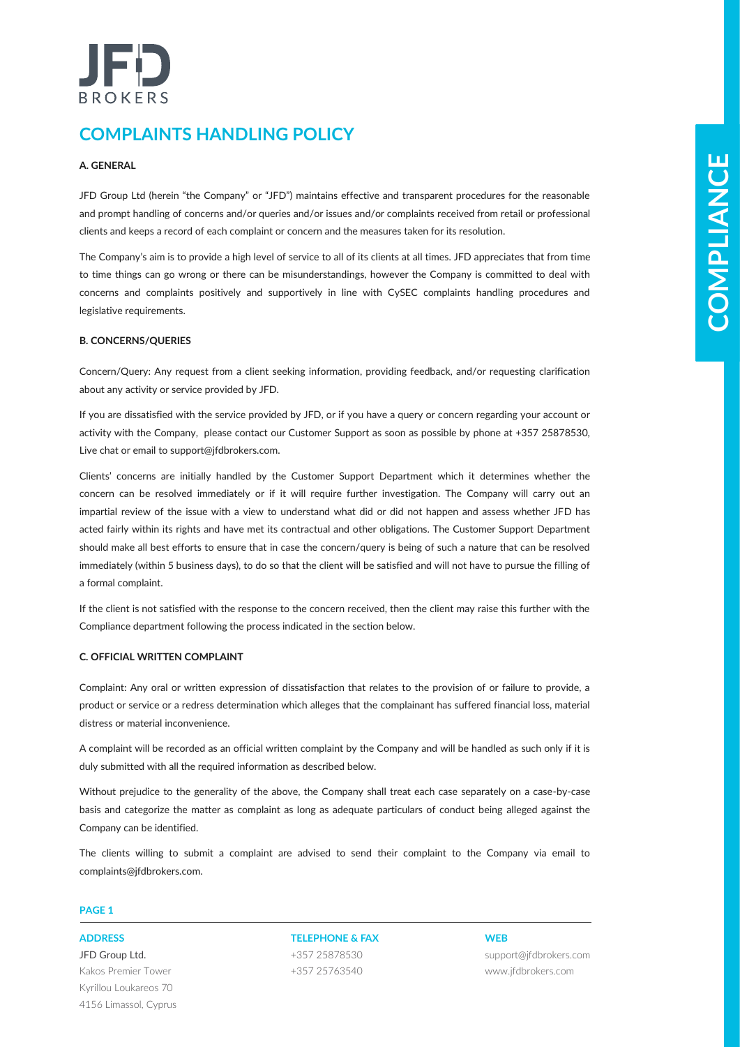# COMPLAINTS HANDLING POLICY

### A. GENERAL

JFD Group Ltd (herein "the Company" or "JFD") maintains effective and transparent procedures for the reasonable and prompt handling of concerns and/or queries and/or issues and/or complaints received from retail or professional clients and keeps a record of each complaint or concern and the measures taken for its resolution.

The Company's aim is to provide a high level of service to all of its clients at all times. JFD appreciates that from time to time things can go wrong or there can be misunderstandings, however the Company is committed to deal with concerns and complaints positively and supportively in line with CySEC complaints handling procedures and legislative requirements.

### B. CONCERNS/QUERIES

Concern/Query: Any request from a client seeking information, providing feedback, and/or requesting clarification about any activity or service provided by JFD.

If you are dissatisfied with the service provided by JFD, or if you have a query or concern regarding your account or activity with the Company, please contact our Customer Support as soon as possible by phone at +357 25878530, Live chat or email to support@jfdbrokers.com.

Clients' concerns are initially handled by the Customer Support Department which it determines whether the concern can be resolved immediately or if it will require further investigation. The Company will carry out an impartial review of the issue with a view to understand what did or did not happen and assess whether JFD has acted fairly within its rights and have met its contractual and other obligations. The Customer Support Department should make all best efforts to ensure that in case the concern/query is being of such a nature that can be resolved immediately (within 5 business days), to do so that the client will be satisfied and will not have to pursue the filling of a formal complaint.

If the client is not satisfied with the response to the concern received, then the client may raise this further with the Compliance department following the process indicated in the section below.

### C. OFFICIAL WRITTEN COMPLAINT

Complaint: Any oral or written expression of dissatisfaction that relates to the provision of or failure to provide, a product or service or a redress determination which alleges that the complainant has suffered financial loss, material distress or material inconvenience.

A complaint will be recorded as an official written complaint by the Company and will be handled as such only if it is duly submitted with all the required information as described below.

Without prejudice to the generality of the above, the Company shall treat each case separately on a case-by-case basis and categorize the matter as complaint as long as adequate particulars of conduct being alleged against the Company can be identified.

The clients willing to submit a complaint are advised to send their complaint to the Company via email to complaints@jfdbrokers.com.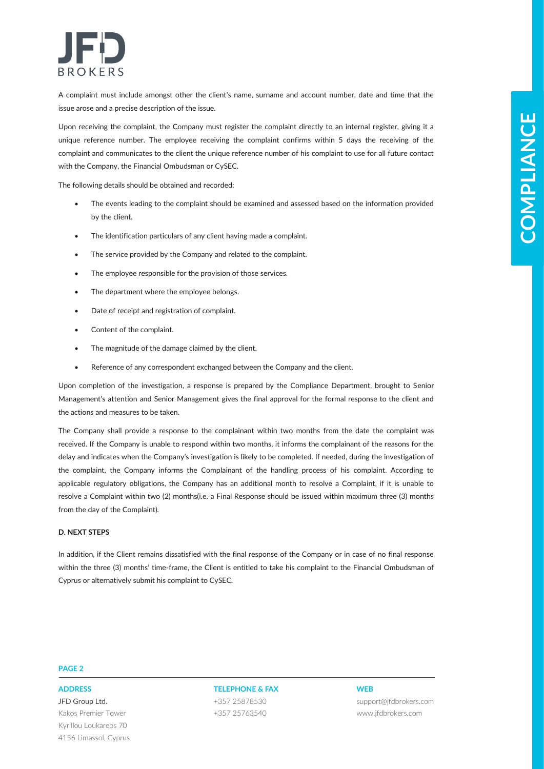A complaint must include amongst other the client's name, surname and account number, date and time that the issue arose and a precise description of the issue.

Upon receiving the complaint, the Company must register the complaint directly to an internal register, giving it a unique reference number. The employee receiving the complaint confirms within 5 days the receiving of the complaint and communicates to the client the unique reference number of his complaint to use for all future contact with the Company, the Financial Ombudsman or CySEC.

The following details should be obtained and recorded:

- The events leading to the complaint should be examined and assessed based on the information provided by the client.
- The identification particulars of any client having made a complaint.
- The service provided by the Company and related to the complaint.
- The employee responsible for the provision of those services.
- The department where the employee belongs.
- Date of receipt and registration of complaint.
- Content of the complaint.
- The magnitude of the damage claimed by the client.
- Reference of any correspondent exchanged between the Company and the client.

Upon completion of the investigation, a response is prepared by the Compliance Department, brought to Senior Management's attention and Senior Management gives the final approval for the formal response to the client and the actions and measures to be taken.

The Company shall provide a response to the complainant within two months from the date the complaint was received. If the Company is unable to respond within two months, it informs the complainant of the reasons for the delay and indicates when the Company's investigation is likely to be completed. If needed, during the investigation of the complaint, the Company informs the Complainant of the handling process of his complaint. According to applicable regulatory obligations, the Company has an additional month to resolve a Complaint, if it is unable to resolve a Complaint within two (2) months(i.e. a Final Response should be issued within maximum three (3) months from the day of the Complaint).

**D. NEXT STEPS**

In addition, if the Client remains dissatisfied with the final response of the Company or in case of no final response within the three (3) months' time-frame, the Client is entitled to take his complaint to the Financial Ombudsman of Cyprus or alternatively submit his complaint to CySEC.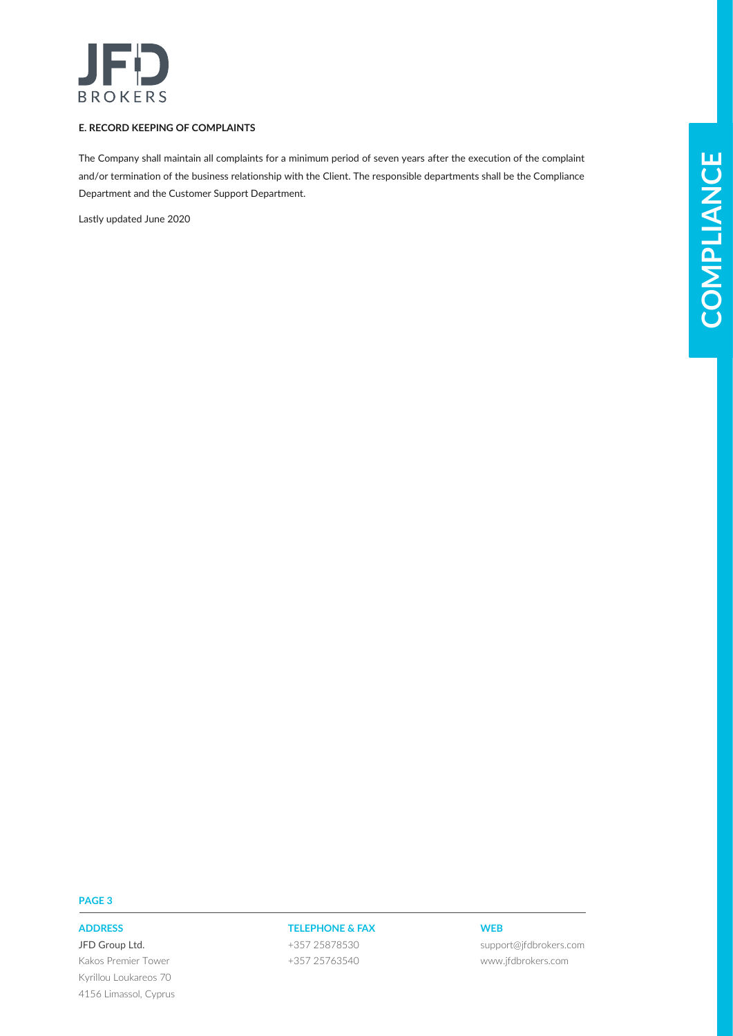### E. RECORD KEEPING OF COMPLAINTS

The Company shall maintain all complaints for a minimum period of seven years after the execution of the complaint and/or termination of the business relationship with the Client. The responsible departments shall be the Compliance Department and the Customer Support Department.

Lastly updated June 2020